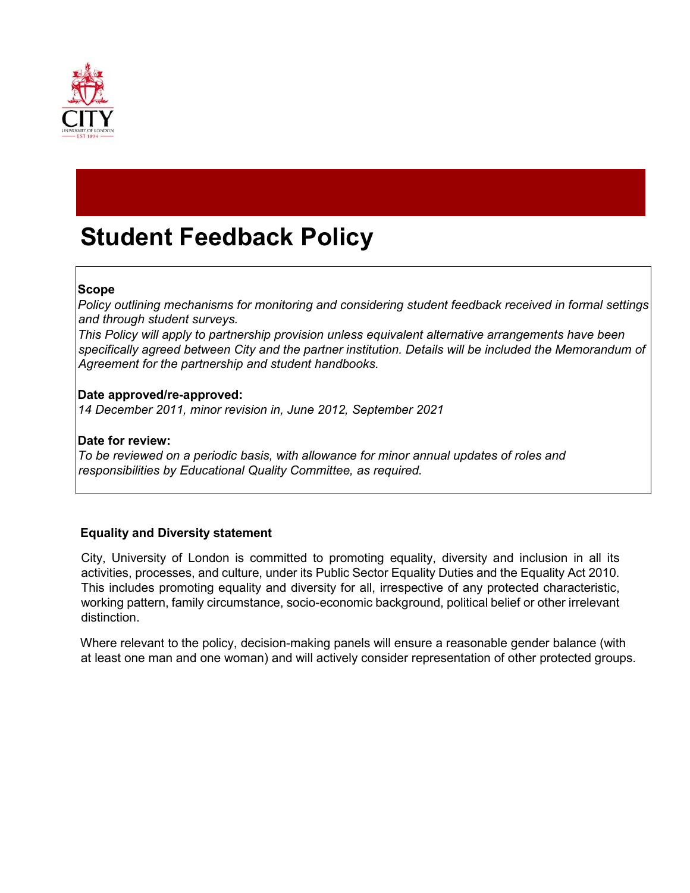# Student Feedback Policy

**Scope**

*Policy outlining mechanisms for monitoring and considering student feedback received in formal settings and through student surveys.*

*This Policy will apply to partnership provision unless equivalent alternative arrangements have been specifically agreed between City and the partner institution. Details will be included the Memorandum of Agreement for the partnership and student handbooks.*

**Date approved/re-approved:**

*14 December 2011, minor revision in, June 2012, September 2021*

**Date for review:**

*To be reviewed on a periodic basis, with allowance for minor annual updates of roles and responsibilities by Educational Quality Committee, as required.*

**Equality and Diversity statement**

City, University of London is committed to promoting equality, diversity and inclusion in all its activities, processes, and culture, under its Public Sector Equality Duties and the Equality Act 2010. This includes promoting equality and diversity for all, irrespective of any protected characteristic, working pattern, family circumstance, socio-economic background, political belief or other irrelevant distinction.

Where relevant to the policy, decision-making panels will ensure a reasonable gender balance (with at least one man and one woman) and will actively consider representation of other protected groups.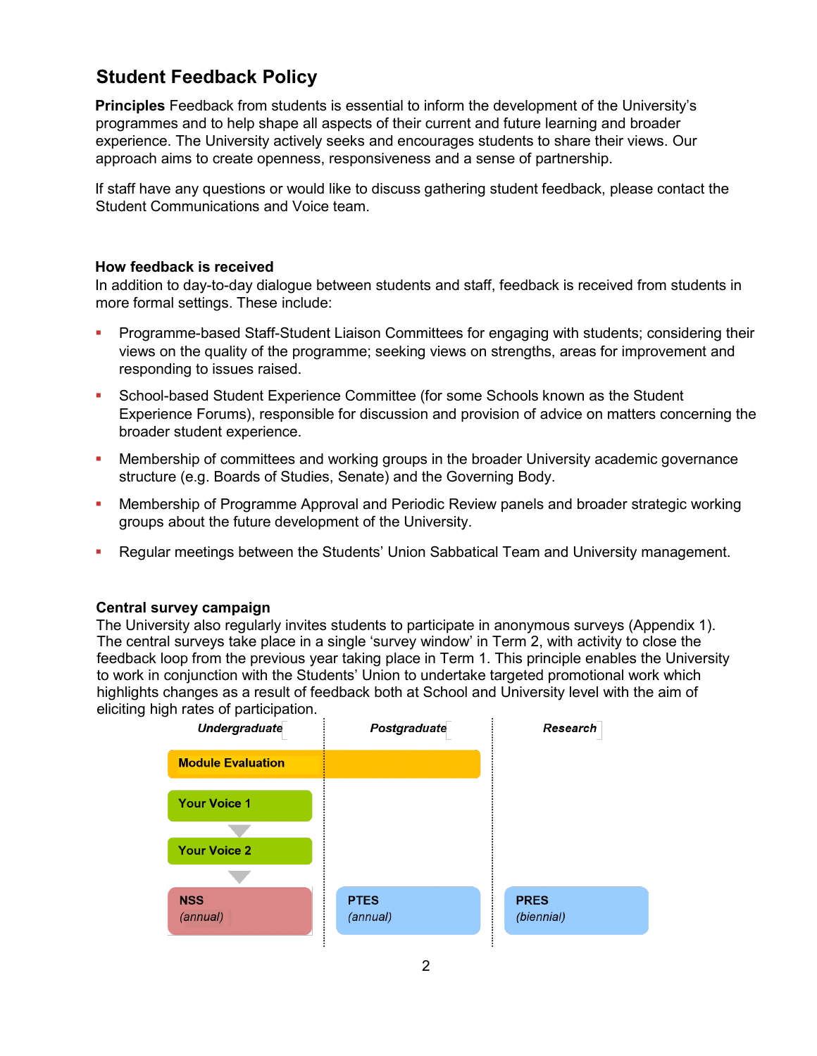## Student Feedback Policy

**Principles** Feedback from students is essential to inform the development of the University's programmes and to help shape all aspects of their current and future learning and broader experience. The University actively seeks and encourages students to share their views. Our approach aims to create openness, responsiveness and a sense of partnership.

If staff have any questions or would like to discuss gathering student feedback, please contact the Student Communications and Voice team.

### How feedback is received

In addition to day-to-day dialogue between students and staff, feedback is received from students in more formal settings. These include:

- Programme-based Staff-Student Liaison Committees for engaging with students; considering their views on the quality of the programme; seeking views on strengths, areas for improvement and responding to issues raised.
- School-based Student Experience Committee (for some Schools known as the Student Experience Forums), responsible for discussion and provision of advice on matters concerning the broader student experience.
- Membership of committees and working groups in the broader University academic governance structure (e.g. Boards of Studies, Senate) and the Governing Body.
- Membership of Programme Approval and Periodic Review panels and broader strategic working groups about the future development of the University.
- Regular meetings between the Students' Union Sabbatical Team and University management.

### Central survey campaign

The University also regularly invites students to participate in anonymous surveys (Appendix 1). The central surveys take place in a single 'survey window' in Term 2, with activity to close the feedback loop from the previous year taking place in Term 1. This principle enables the University to work in conjunction with the Students' Union to undertake targeted promotional work which highlights changes as a result of feedback both at School and University level with the aim of eliciting high rates of participation.

| *Undergraduate* | *Postgraduate* | *Research* |
|---|---|---|
| **Module Evaluation** | **Module Evaluation** | |
| **Your Voice 1** | | |
| **Your Voice 2** | | |
| **NSS** *(annual)* | **PTES** *(annual)* | **PRES** *(biennial)* |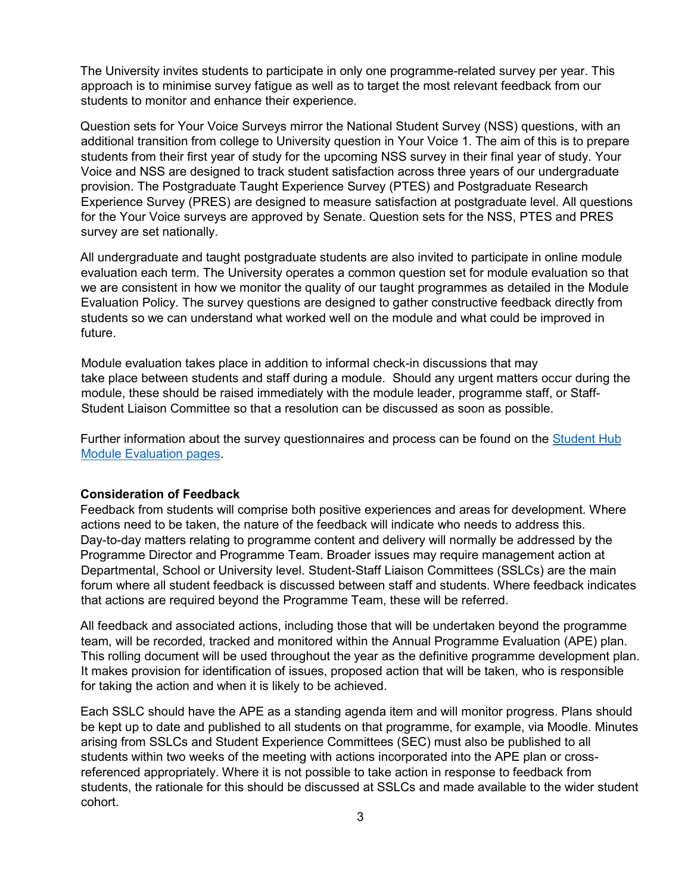The University invites students to participate in only one programme-related survey per year. This approach is to minimise survey fatigue as well as to target the most relevant feedback from our students to monitor and enhance their experience.

Question sets for Your Voice Surveys mirror the National Student Survey (NSS) questions, with an additional transition from college to University question in Your Voice 1. The aim of this is to prepare students from their first year of study for the upcoming NSS survey in their final year of study. Your Voice and NSS are designed to track student satisfaction across three years of our undergraduate provision. The Postgraduate Taught Experience Survey (PTES) and Postgraduate Research Experience Survey (PRES) are designed to measure satisfaction at postgraduate level. All questions for the Your Voice surveys are approved by Senate. Question sets for the NSS, PTES and PRES survey are set nationally.

All undergraduate and taught postgraduate students are also invited to participate in online module evaluation each term. The University operates a common question set for module evaluation so that we are consistent in how we monitor the quality of our taught programmes as detailed in the Module Evaluation Policy. The survey questions are designed to gather constructive feedback directly from students so we can understand what worked well on the module and what could be improved in future.

Module evaluation takes place in addition to informal check-in discussions that may take place between students and staff during a module. Should any urgent matters occur during the module, these should be raised immediately with the module leader, programme staff, or Staff-Student Liaison Committee so that a resolution can be discussed as soon as possible.

Further information about the survey questionnaires and process can be found on the Student Hub Module Evaluation pages.

**Consideration of Feedback**

Feedback from students will comprise both positive experiences and areas for development. Where actions need to be taken, the nature of the feedback will indicate who needs to address this. Day-to-day matters relating to programme content and delivery will normally be addressed by the Programme Director and Programme Team. Broader issues may require management action at Departmental, School or University level. Student-Staff Liaison Committees (SSLCs) are the main forum where all student feedback is discussed between staff and students. Where feedback indicates that actions are required beyond the Programme Team, these will be referred.

All feedback and associated actions, including those that will be undertaken beyond the programme team, will be recorded, tracked and monitored within the Annual Programme Evaluation (APE) plan. This rolling document will be used throughout the year as the definitive programme development plan. It makes provision for identification of issues, proposed action that will be taken, who is responsible for taking the action and when it is likely to be achieved.

Each SSLC should have the APE as a standing agenda item and will monitor progress. Plans should be kept up to date and published to all students on that programme, for example, via Moodle. Minutes arising from SSLCs and Student Experience Committees (SEC) must also be published to all students within two weeks of the meeting with actions incorporated into the APE plan or cross-referenced appropriately. Where it is not possible to take action in response to feedback from students, the rationale for this should be discussed at SSLCs and made available to the wider student cohort.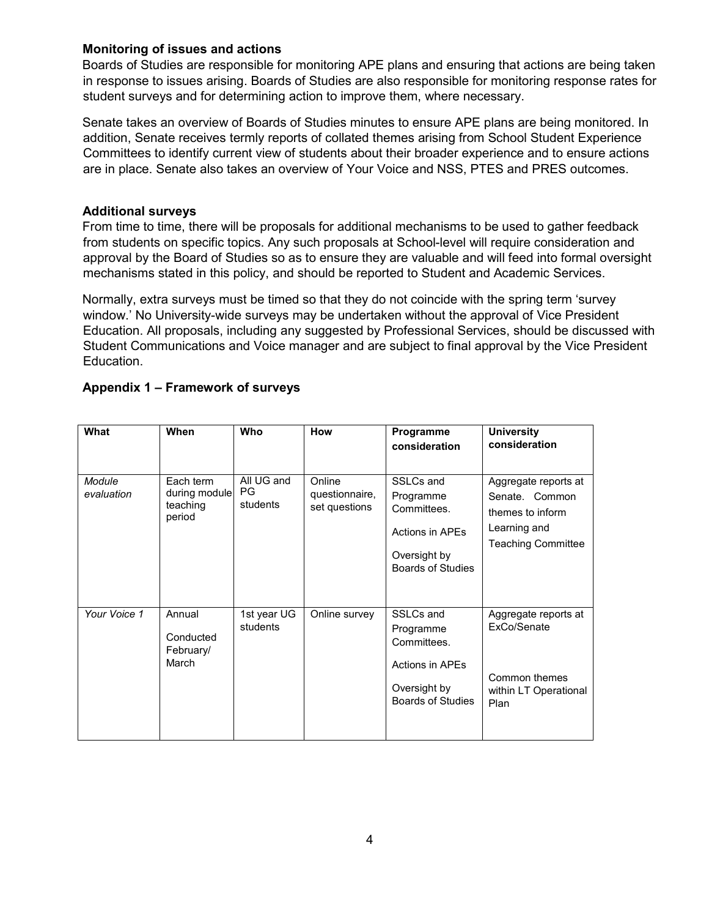### Monitoring of issues and actions

Boards of Studies are responsible for monitoring APE plans and ensuring that actions are being taken in response to issues arising. Boards of Studies are also responsible for monitoring response rates for student surveys and for determining action to improve them, where necessary.

Senate takes an overview of Boards of Studies minutes to ensure APE plans are being monitored. In addition, Senate receives termly reports of collated themes arising from School Student Experience Committees to identify current view of students about their broader experience and to ensure actions are in place. Senate also takes an overview of Your Voice and NSS, PTES and PRES outcomes.

### Additional surveys

From time to time, there will be proposals for additional mechanisms to be used to gather feedback from students on specific topics. Any such proposals at School-level will require consideration and approval by the Board of Studies so as to ensure they are valuable and will feed into formal oversight mechanisms stated in this policy, and should be reported to Student and Academic Services.

Normally, extra surveys must be timed so that they do not coincide with the spring term 'survey window.' No University-wide surveys may be undertaken without the approval of Vice President Education. All proposals, including any suggested by Professional Services, should be discussed with Student Communications and Voice manager and are subject to final approval by the Vice President Education.

### Appendix 1 – Framework of surveys

| What | When | Who | How | Programme consideration | University consideration |
|---|---|---|---|---|---|
| *Module evaluation* | Each term during module teaching period | All UG and PG students | Online questionnaire, set questions | SSLCs and Programme Committees.<br><br>Actions in APEs<br><br>Oversight by Boards of Studies | Aggregate reports at Senate. Common themes to inform Learning and Teaching Committee |
| *Your Voice 1* | Annual<br><br>Conducted February/ March | 1st year UG students | Online survey | SSLCs and Programme Committees.<br><br>Actions in APEs<br><br>Oversight by Boards of Studies | Aggregate reports at ExCo/Senate<br><br>Common themes within LT Operational Plan |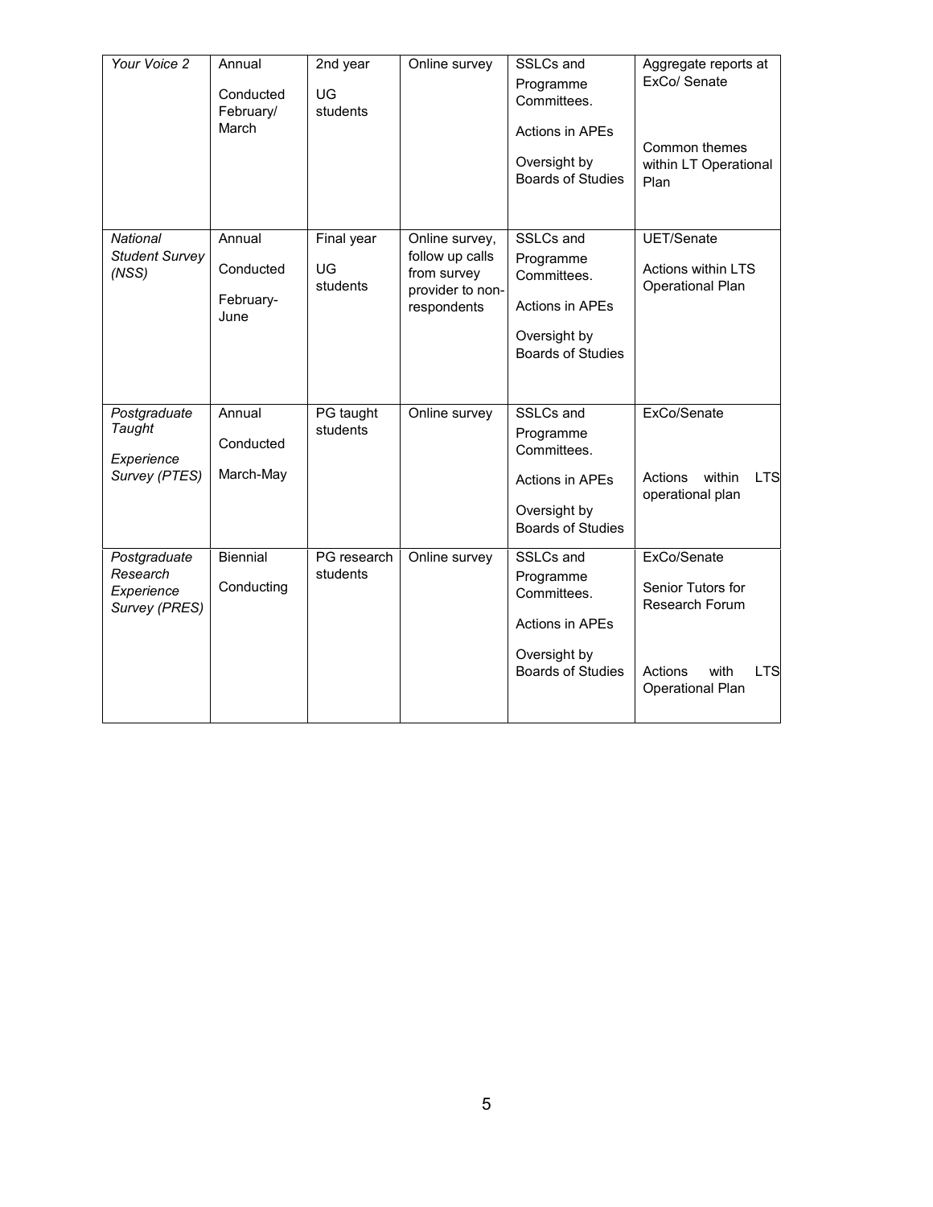| | | | | | |
|---|---|---|---|---|---|
| *Your Voice 2* | Annual<br><br>Conducted February/ March | 2nd year<br><br>UG students | Online survey | SSLCs and Programme Committees.<br><br>Actions in APEs<br><br>Oversight by Boards of Studies | Aggregate reports at ExCo/ Senate<br><br>Common themes within LT Operational Plan |
| *National Student Survey (NSS)* | Annual<br><br>Conducted<br><br>February-June | Final year<br><br>UG students | Online survey, follow up calls from survey provider to non-respondents | SSLCs and Programme Committees.<br><br>Actions in APEs<br><br>Oversight by Boards of Studies | UET/Senate<br><br>Actions within LTS Operational Plan |
| *Postgraduate Taught Experience Survey (PTES)* | Annual<br><br>Conducted<br><br>March-May | PG taught students | Online survey | SSLCs and Programme Committees.<br><br>Actions in APEs<br><br>Oversight by Boards of Studies | ExCo/Senate<br><br>Actions within LTS operational plan |
| *Postgraduate Research Experience Survey (PRES)* | Biennial<br><br>Conducting | PG research students | Online survey | SSLCs and Programme Committees.<br><br>Actions in APEs<br><br>Oversight by Boards of Studies | ExCo/Senate<br><br>Senior Tutors for Research Forum<br><br>Actions with LTS Operational Plan |